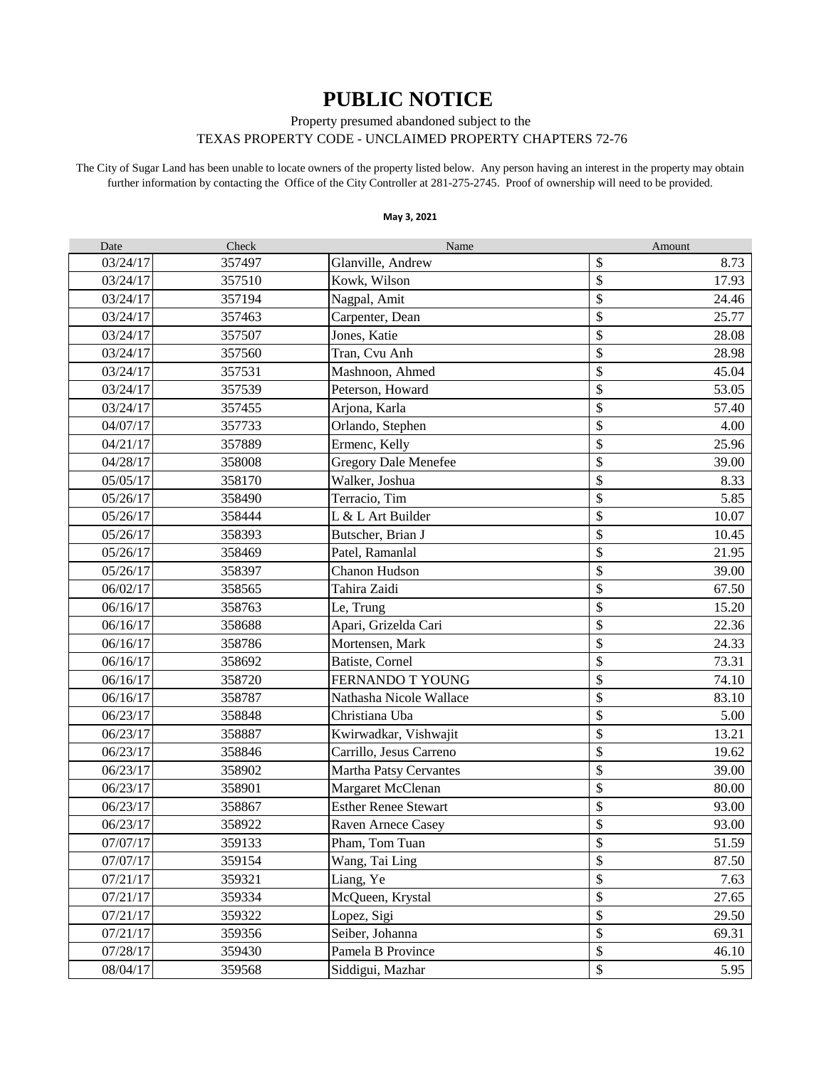# PUBLIC NOTICE

Property presumed abandoned subject to the
TEXAS PROPERTY CODE - UNCLAIMED PROPERTY CHAPTERS 72-76

The City of Sugar Land has been unable to locate owners of the property listed below. Any person having an interest in the property may obtain further information by contacting the Office of the City Controller at 281-275-2745. Proof of ownership will need to be provided.

**May 3, 2021**

| Date | Check | Name | Amount |
|---|---|---|---|
| 03/24/17 | 357497 | Glanville, Andrew | $ 8.73 |
| 03/24/17 | 357510 | Kowk, Wilson | $ 17.93 |
| 03/24/17 | 357194 | Nagpal, Amit | $ 24.46 |
| 03/24/17 | 357463 | Carpenter, Dean | $ 25.77 |
| 03/24/17 | 357507 | Jones, Katie | $ 28.08 |
| 03/24/17 | 357560 | Tran, Cvu Anh | $ 28.98 |
| 03/24/17 | 357531 | Mashnoon, Ahmed | $ 45.04 |
| 03/24/17 | 357539 | Peterson, Howard | $ 53.05 |
| 03/24/17 | 357455 | Arjona, Karla | $ 57.40 |
| 04/07/17 | 357733 | Orlando, Stephen | $ 4.00 |
| 04/21/17 | 357889 | Ermenc, Kelly | $ 25.96 |
| 04/28/17 | 358008 | Gregory Dale Menefee | $ 39.00 |
| 05/05/17 | 358170 | Walker, Joshua | $ 8.33 |
| 05/26/17 | 358490 | Terracio, Tim | $ 5.85 |
| 05/26/17 | 358444 | L & L Art Builder | $ 10.07 |
| 05/26/17 | 358393 | Butscher, Brian J | $ 10.45 |
| 05/26/17 | 358469 | Patel, Ramanlal | $ 21.95 |
| 05/26/17 | 358397 | Chanon Hudson | $ 39.00 |
| 06/02/17 | 358565 | Tahira Zaidi | $ 67.50 |
| 06/16/17 | 358763 | Le, Trung | $ 15.20 |
| 06/16/17 | 358688 | Apari, Grizelda Cari | $ 22.36 |
| 06/16/17 | 358786 | Mortensen, Mark | $ 24.33 |
| 06/16/17 | 358692 | Batiste, Cornel | $ 73.31 |
| 06/16/17 | 358720 | FERNANDO T YOUNG | $ 74.10 |
| 06/16/17 | 358787 | Nathasha Nicole Wallace | $ 83.10 |
| 06/23/17 | 358848 | Christiana Uba | $ 5.00 |
| 06/23/17 | 358887 | Kwirwadkar, Vishwajit | $ 13.21 |
| 06/23/17 | 358846 | Carrillo, Jesus Carreno | $ 19.62 |
| 06/23/17 | 358902 | Martha Patsy Cervantes | $ 39.00 |
| 06/23/17 | 358901 | Margaret McClenan | $ 80.00 |
| 06/23/17 | 358867 | Esther Renee Stewart | $ 93.00 |
| 06/23/17 | 358922 | Raven Arnece Casey | $ 93.00 |
| 07/07/17 | 359133 | Pham, Tom Tuan | $ 51.59 |
| 07/07/17 | 359154 | Wang, Tai Ling | $ 87.50 |
| 07/21/17 | 359321 | Liang, Ye | $ 7.63 |
| 07/21/17 | 359334 | McQueen, Krystal | $ 27.65 |
| 07/21/17 | 359322 | Lopez, Sigi | $ 29.50 |
| 07/21/17 | 359356 | Seiber, Johanna | $ 69.31 |
| 07/28/17 | 359430 | Pamela B Province | $ 46.10 |
| 08/04/17 | 359568 | Siddigui, Mazhar | $ 5.95 |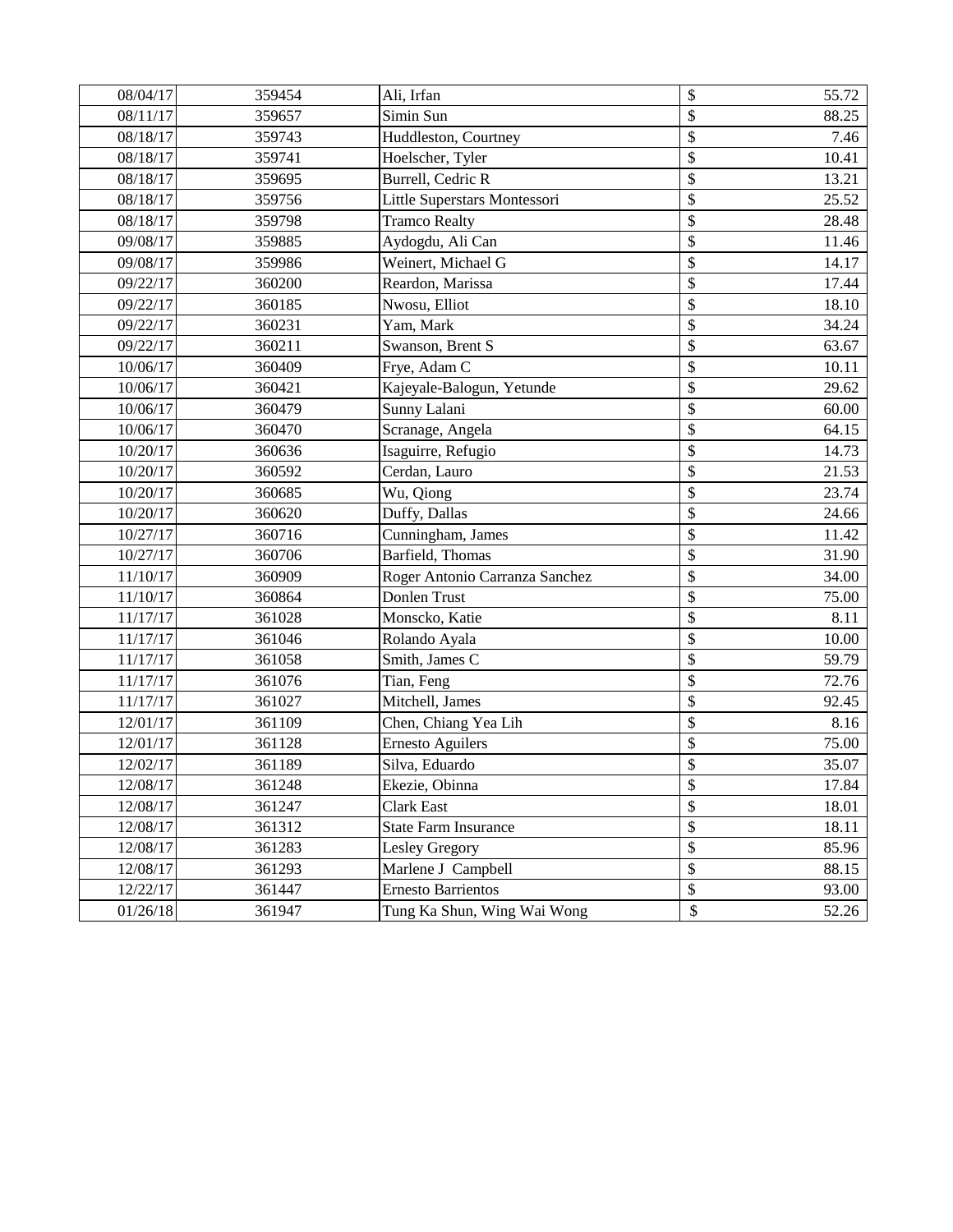| | | | | |
|---|---|---|---|---|
| 08/04/17 | 359454 | Ali, Irfan | $ | 55.72 |
| 08/11/17 | 359657 | Simin Sun | $ | 88.25 |
| 08/18/17 | 359743 | Huddleston, Courtney | $ | 7.46 |
| 08/18/17 | 359741 | Hoelscher, Tyler | $ | 10.41 |
| 08/18/17 | 359695 | Burrell, Cedric R | $ | 13.21 |
| 08/18/17 | 359756 | Little Superstars Montessori | $ | 25.52 |
| 08/18/17 | 359798 | Tramco Realty | $ | 28.48 |
| 09/08/17 | 359885 | Aydogdu, Ali Can | $ | 11.46 |
| 09/08/17 | 359986 | Weinert, Michael G | $ | 14.17 |
| 09/22/17 | 360200 | Reardon, Marissa | $ | 17.44 |
| 09/22/17 | 360185 | Nwosu, Elliot | $ | 18.10 |
| 09/22/17 | 360231 | Yam, Mark | $ | 34.24 |
| 09/22/17 | 360211 | Swanson, Brent S | $ | 63.67 |
| 10/06/17 | 360409 | Frye, Adam C | $ | 10.11 |
| 10/06/17 | 360421 | Kajeyale-Balogun, Yetunde | $ | 29.62 |
| 10/06/17 | 360479 | Sunny Lalani | $ | 60.00 |
| 10/06/17 | 360470 | Scranage, Angela | $ | 64.15 |
| 10/20/17 | 360636 | Isaguirre, Refugio | $ | 14.73 |
| 10/20/17 | 360592 | Cerdan, Lauro | $ | 21.53 |
| 10/20/17 | 360685 | Wu, Qiong | $ | 23.74 |
| 10/20/17 | 360620 | Duffy, Dallas | $ | 24.66 |
| 10/27/17 | 360716 | Cunningham, James | $ | 11.42 |
| 10/27/17 | 360706 | Barfield, Thomas | $ | 31.90 |
| 11/10/17 | 360909 | Roger Antonio Carranza Sanchez | $ | 34.00 |
| 11/10/17 | 360864 | Donlen Trust | $ | 75.00 |
| 11/17/17 | 361028 | Monscko, Katie | $ | 8.11 |
| 11/17/17 | 361046 | Rolando Ayala | $ | 10.00 |
| 11/17/17 | 361058 | Smith, James C | $ | 59.79 |
| 11/17/17 | 361076 | Tian, Feng | $ | 72.76 |
| 11/17/17 | 361027 | Mitchell, James | $ | 92.45 |
| 12/01/17 | 361109 | Chen, Chiang Yea Lih | $ | 8.16 |
| 12/01/17 | 361128 | Ernesto Aguilers | $ | 75.00 |
| 12/02/17 | 361189 | Silva, Eduardo | $ | 35.07 |
| 12/08/17 | 361248 | Ekezie, Obinna | $ | 17.84 |
| 12/08/17 | 361247 | Clark East | $ | 18.01 |
| 12/08/17 | 361312 | State Farm Insurance | $ | 18.11 |
| 12/08/17 | 361283 | Lesley Gregory | $ | 85.96 |
| 12/08/17 | 361293 | Marlene J Campbell | $ | 88.15 |
| 12/22/17 | 361447 | Ernesto Barrientos | $ | 93.00 |
| 01/26/18 | 361947 | Tung Ka Shun, Wing Wai Wong | $ | 52.26 |